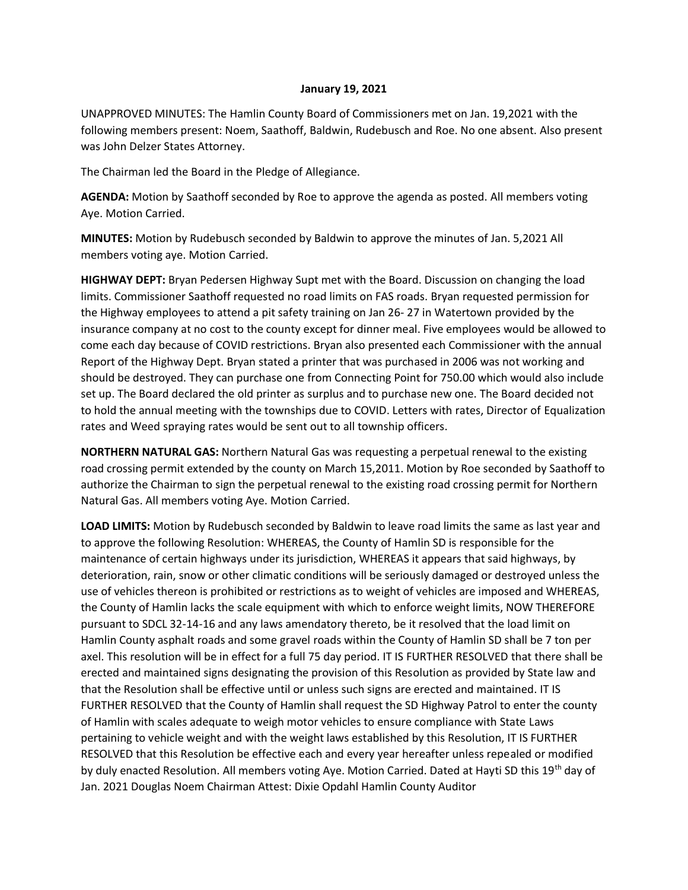**January 19, 2021**

UNAPPROVED MINUTES: The Hamlin County Board of Commissioners met on Jan. 19,2021 with the following members present: Noem, Saathoff, Baldwin, Rudebusch and Roe. No one absent. Also present was John Delzer States Attorney.

The Chairman led the Board in the Pledge of Allegiance.

**AGENDA:** Motion by Saathoff seconded by Roe to approve the agenda as posted. All members voting Aye. Motion Carried.

**MINUTES:** Motion by Rudebusch seconded by Baldwin to approve the minutes of Jan. 5,2021 All members voting aye. Motion Carried.

**HIGHWAY DEPT:** Bryan Pedersen Highway Supt met with the Board. Discussion on changing the load limits. Commissioner Saathoff requested no road limits on FAS roads. Bryan requested permission for the Highway employees to attend a pit safety training on Jan 26- 27 in Watertown provided by the insurance company at no cost to the county except for dinner meal. Five employees would be allowed to come each day because of COVID restrictions. Bryan also presented each Commissioner with the annual Report of the Highway Dept. Bryan stated a printer that was purchased in 2006 was not working and should be destroyed. They can purchase one from Connecting Point for 750.00 which would also include set up. The Board declared the old printer as surplus and to purchase new one. The Board decided not to hold the annual meeting with the townships due to COVID. Letters with rates, Director of Equalization rates and Weed spraying rates would be sent out to all township officers.

**NORTHERN NATURAL GAS:** Northern Natural Gas was requesting a perpetual renewal to the existing road crossing permit extended by the county on March 15,2011. Motion by Roe seconded by Saathoff to authorize the Chairman to sign the perpetual renewal to the existing road crossing permit for Northern Natural Gas. All members voting Aye. Motion Carried.

**LOAD LIMITS:** Motion by Rudebusch seconded by Baldwin to leave road limits the same as last year and to approve the following Resolution: WHEREAS, the County of Hamlin SD is responsible for the maintenance of certain highways under its jurisdiction, WHEREAS it appears that said highways, by deterioration, rain, snow or other climatic conditions will be seriously damaged or destroyed unless the use of vehicles thereon is prohibited or restrictions as to weight of vehicles are imposed and WHEREAS, the County of Hamlin lacks the scale equipment with which to enforce weight limits, NOW THEREFORE pursuant to SDCL 32-14-16 and any laws amendatory thereto, be it resolved that the load limit on Hamlin County asphalt roads and some gravel roads within the County of Hamlin SD shall be 7 ton per axel. This resolution will be in effect for a full 75 day period. IT IS FURTHER RESOLVED that there shall be erected and maintained signs designating the provision of this Resolution as provided by State law and that the Resolution shall be effective until or unless such signs are erected and maintained. IT IS FURTHER RESOLVED that the County of Hamlin shall request the SD Highway Patrol to enter the county of Hamlin with scales adequate to weigh motor vehicles to ensure compliance with State Laws pertaining to vehicle weight and with the weight laws established by this Resolution, IT IS FURTHER RESOLVED that this Resolution be effective each and every year hereafter unless repealed or modified by duly enacted Resolution. All members voting Aye. Motion Carried. Dated at Hayti SD this 19th day of Jan. 2021 Douglas Noem Chairman Attest: Dixie Opdahl Hamlin County Auditor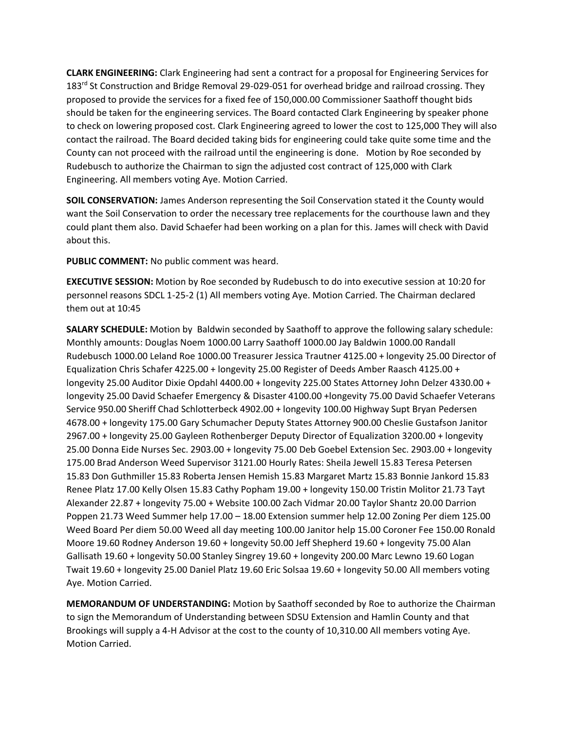**CLARK ENGINEERING:** Clark Engineering had sent a contract for a proposal for Engineering Services for 183rd St Construction and Bridge Removal 29-029-051 for overhead bridge and railroad crossing. They proposed to provide the services for a fixed fee of 150,000.00 Commissioner Saathoff thought bids should be taken for the engineering services. The Board contacted Clark Engineering by speaker phone to check on lowering proposed cost. Clark Engineering agreed to lower the cost to 125,000 They will also contact the railroad. The Board decided taking bids for engineering could take quite some time and the County can not proceed with the railroad until the engineering is done. Motion by Roe seconded by Rudebusch to authorize the Chairman to sign the adjusted cost contract of 125,000 with Clark Engineering. All members voting Aye. Motion Carried.

**SOIL CONSERVATION:** James Anderson representing the Soil Conservation stated it the County would want the Soil Conservation to order the necessary tree replacements for the courthouse lawn and they could plant them also. David Schaefer had been working on a plan for this. James will check with David about this.

**PUBLIC COMMENT:** No public comment was heard.

**EXECUTIVE SESSION:** Motion by Roe seconded by Rudebusch to do into executive session at 10:20 for personnel reasons SDCL 1-25-2 (1) All members voting Aye. Motion Carried. The Chairman declared them out at 10:45

**SALARY SCHEDULE:** Motion by Baldwin seconded by Saathoff to approve the following salary schedule: Monthly amounts: Douglas Noem 1000.00 Larry Saathoff 1000.00 Jay Baldwin 1000.00 Randall Rudebusch 1000.00 Leland Roe 1000.00 Treasurer Jessica Trautner 4125.00 + longevity 25.00 Director of Equalization Chris Schafer 4225.00 + longevity 25.00 Register of Deeds Amber Raasch 4125.00 + longevity 25.00 Auditor Dixie Opdahl 4400.00 + longevity 225.00 States Attorney John Delzer 4330.00 + longevity 25.00 David Schaefer Emergency & Disaster 4100.00 +longevity 75.00 David Schaefer Veterans Service 950.00 Sheriff Chad Schlotterbeck 4902.00 + longevity 100.00 Highway Supt Bryan Pedersen 4678.00 + longevity 175.00 Gary Schumacher Deputy States Attorney 900.00 Cheslie Gustafson Janitor 2967.00 + longevity 25.00 Gayleen Rothenberger Deputy Director of Equalization 3200.00 + longevity 25.00 Donna Eide Nurses Sec. 2903.00 + longevity 75.00 Deb Goebel Extension Sec. 2903.00 + longevity 175.00 Brad Anderson Weed Supervisor 3121.00 Hourly Rates: Sheila Jewell 15.83 Teresa Petersen 15.83 Don Guthmiller 15.83 Roberta Jensen Hemish 15.83 Margaret Martz 15.83 Bonnie Jankord 15.83 Renee Platz 17.00 Kelly Olsen 15.83 Cathy Popham 19.00 + longevity 150.00 Tristin Molitor 21.73 Tayt Alexander 22.87 + longevity 75.00 + Website 100.00 Zach Vidmar 20.00 Taylor Shantz 20.00 Darrion Poppen 21.73 Weed Summer help 17.00 – 18.00 Extension summer help 12.00 Zoning Per diem 125.00 Weed Board Per diem 50.00 Weed all day meeting 100.00 Janitor help 15.00 Coroner Fee 150.00 Ronald Moore 19.60 Rodney Anderson 19.60 + longevity 50.00 Jeff Shepherd 19.60 + longevity 75.00 Alan Gallisath 19.60 + longevity 50.00 Stanley Singrey 19.60 + longevity 200.00 Marc Lewno 19.60 Logan Twait 19.60 + longevity 25.00 Daniel Platz 19.60 Eric Solsaa 19.60 + longevity 50.00 All members voting Aye. Motion Carried.

**MEMORANDUM OF UNDERSTANDING:** Motion by Saathoff seconded by Roe to authorize the Chairman to sign the Memorandum of Understanding between SDSU Extension and Hamlin County and that Brookings will supply a 4-H Advisor at the cost to the county of 10,310.00 All members voting Aye. Motion Carried.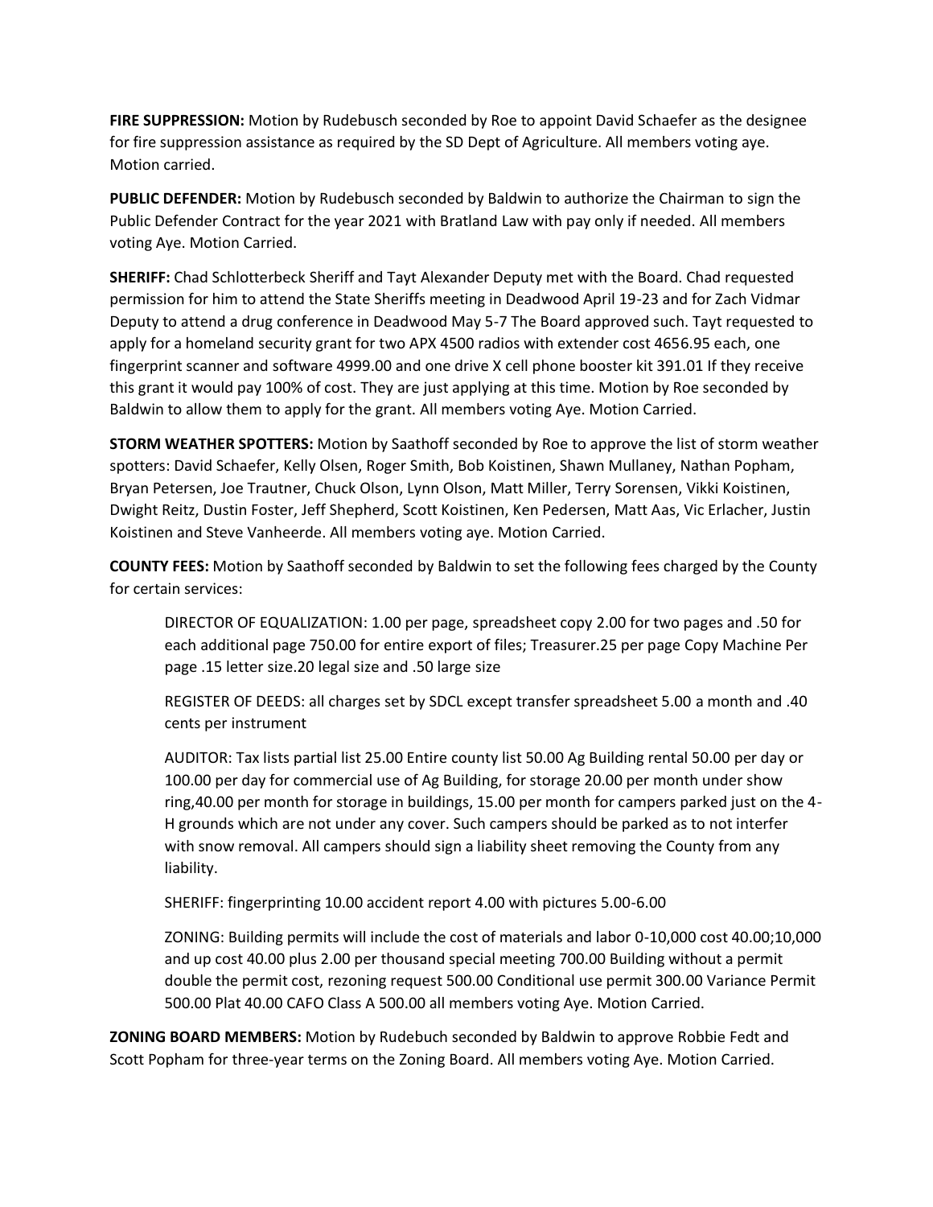**FIRE SUPPRESSION:** Motion by Rudebusch seconded by Roe to appoint David Schaefer as the designee for fire suppression assistance as required by the SD Dept of Agriculture. All members voting aye. Motion carried.

**PUBLIC DEFENDER:** Motion by Rudebusch seconded by Baldwin to authorize the Chairman to sign the Public Defender Contract for the year 2021 with Bratland Law with pay only if needed. All members voting Aye. Motion Carried.

**SHERIFF:** Chad Schlotterbeck Sheriff and Tayt Alexander Deputy met with the Board. Chad requested permission for him to attend the State Sheriffs meeting in Deadwood April 19-23 and for Zach Vidmar Deputy to attend a drug conference in Deadwood May 5-7 The Board approved such. Tayt requested to apply for a homeland security grant for two APX 4500 radios with extender cost 4656.95 each, one fingerprint scanner and software 4999.00 and one drive X cell phone booster kit 391.01 If they receive this grant it would pay 100% of cost. They are just applying at this time. Motion by Roe seconded by Baldwin to allow them to apply for the grant. All members voting Aye. Motion Carried.

**STORM WEATHER SPOTTERS:** Motion by Saathoff seconded by Roe to approve the list of storm weather spotters: David Schaefer, Kelly Olsen, Roger Smith, Bob Koistinen, Shawn Mullaney, Nathan Popham, Bryan Petersen, Joe Trautner, Chuck Olson, Lynn Olson, Matt Miller, Terry Sorensen, Vikki Koistinen, Dwight Reitz, Dustin Foster, Jeff Shepherd, Scott Koistinen, Ken Pedersen, Matt Aas, Vic Erlacher, Justin Koistinen and Steve Vanheerde. All members voting aye. Motion Carried.

**COUNTY FEES:** Motion by Saathoff seconded by Baldwin to set the following fees charged by the County for certain services:

DIRECTOR OF EQUALIZATION: 1.00 per page, spreadsheet copy 2.00 for two pages and .50 for each additional page 750.00 for entire export of files; Treasurer.25 per page Copy Machine Per page .15 letter size.20 legal size and .50 large size

REGISTER OF DEEDS: all charges set by SDCL except transfer spreadsheet 5.00 a month and .40 cents per instrument

AUDITOR: Tax lists partial list 25.00 Entire county list 50.00 Ag Building rental 50.00 per day or 100.00 per day for commercial use of Ag Building, for storage 20.00 per month under show ring,40.00 per month for storage in buildings, 15.00 per month for campers parked just on the 4-H grounds which are not under any cover. Such campers should be parked as to not interfer with snow removal. All campers should sign a liability sheet removing the County from any liability.

SHERIFF: fingerprinting 10.00 accident report 4.00 with pictures 5.00-6.00

ZONING: Building permits will include the cost of materials and labor 0-10,000 cost 40.00;10,000 and up cost 40.00 plus 2.00 per thousand special meeting 700.00 Building without a permit double the permit cost, rezoning request 500.00 Conditional use permit 300.00 Variance Permit 500.00 Plat 40.00 CAFO Class A 500.00 all members voting Aye. Motion Carried.

**ZONING BOARD MEMBERS:** Motion by Rudebuch seconded by Baldwin to approve Robbie Fedt and Scott Popham for three-year terms on the Zoning Board. All members voting Aye. Motion Carried.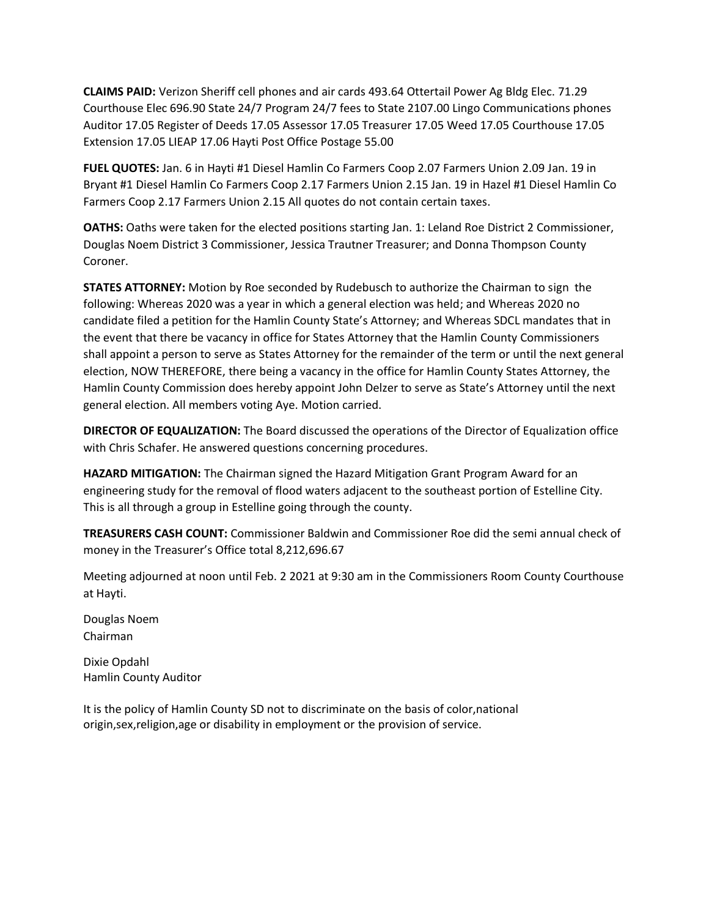**CLAIMS PAID:** Verizon Sheriff cell phones and air cards 493.64 Ottertail Power Ag Bldg Elec. 71.29 Courthouse Elec 696.90 State 24/7 Program 24/7 fees to State 2107.00 Lingo Communications phones Auditor 17.05 Register of Deeds 17.05 Assessor 17.05 Treasurer 17.05 Weed 17.05 Courthouse 17.05 Extension 17.05 LIEAP 17.06 Hayti Post Office Postage 55.00

**FUEL QUOTES:** Jan. 6 in Hayti #1 Diesel Hamlin Co Farmers Coop 2.07 Farmers Union 2.09 Jan. 19 in Bryant #1 Diesel Hamlin Co Farmers Coop 2.17 Farmers Union 2.15 Jan. 19 in Hazel #1 Diesel Hamlin Co Farmers Coop 2.17 Farmers Union 2.15 All quotes do not contain certain taxes.

**OATHS:** Oaths were taken for the elected positions starting Jan. 1: Leland Roe District 2 Commissioner, Douglas Noem District 3 Commissioner, Jessica Trautner Treasurer; and Donna Thompson County Coroner.

**STATES ATTORNEY:** Motion by Roe seconded by Rudebusch to authorize the Chairman to sign the following: Whereas 2020 was a year in which a general election was held; and Whereas 2020 no candidate filed a petition for the Hamlin County State's Attorney; and Whereas SDCL mandates that in the event that there be vacancy in office for States Attorney that the Hamlin County Commissioners shall appoint a person to serve as States Attorney for the remainder of the term or until the next general election, NOW THEREFORE, there being a vacancy in the office for Hamlin County States Attorney, the Hamlin County Commission does hereby appoint John Delzer to serve as State's Attorney until the next general election. All members voting Aye. Motion carried.

**DIRECTOR OF EQUALIZATION:** The Board discussed the operations of the Director of Equalization office with Chris Schafer. He answered questions concerning procedures.

**HAZARD MITIGATION:** The Chairman signed the Hazard Mitigation Grant Program Award for an engineering study for the removal of flood waters adjacent to the southeast portion of Estelline City. This is all through a group in Estelline going through the county.

**TREASURERS CASH COUNT:** Commissioner Baldwin and Commissioner Roe did the semi annual check of money in the Treasurer's Office total 8,212,696.67

Meeting adjourned at noon until Feb. 2 2021 at 9:30 am in the Commissioners Room County Courthouse at Hayti.

Douglas Noem
Chairman

Dixie Opdahl
Hamlin County Auditor

It is the policy of Hamlin County SD not to discriminate on the basis of color,national origin,sex,religion,age or disability in employment or the provision of service.